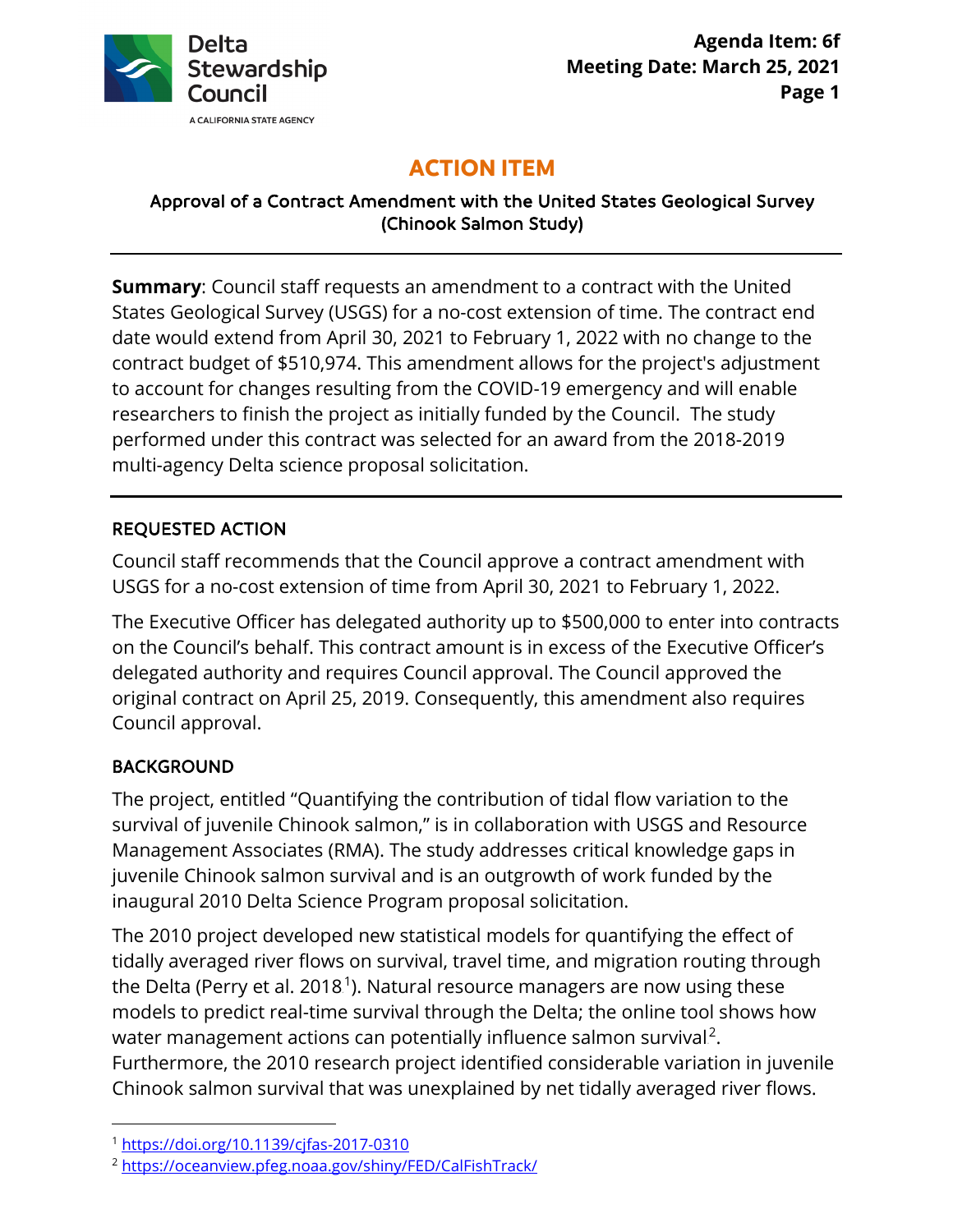Delta Stewardship Council

A CALIFORNIA STATE AGENCY

**Agenda Item: 6f**
**Meeting Date: March 25, 2021**

# ACTION ITEM

## Approval of a Contract Amendment with the United States Geological Survey (Chinook Salmon Study)

**Summary**: Council staff requests an amendment to a contract with the United States Geological Survey (USGS) for a no-cost extension of time. The contract end date would extend from April 30, 2021 to February 1, 2022 with no change to the contract budget of $510,974. This amendment allows for the project's adjustment to account for changes resulting from the COVID-19 emergency and will enable researchers to finish the project as initially funded by the Council. The study performed under this contract was selected for an award from the 2018-2019 multi-agency Delta science proposal solicitation.

### REQUESTED ACTION

Council staff recommends that the Council approve a contract amendment with USGS for a no-cost extension of time from April 30, 2021 to February 1, 2022.

The Executive Officer has delegated authority up to $500,000 to enter into contracts on the Council's behalf. This contract amount is in excess of the Executive Officer's delegated authority and requires Council approval. The Council approved the original contract on April 25, 2019. Consequently, this amendment also requires Council approval.

### BACKGROUND

The project, entitled "Quantifying the contribution of tidal flow variation to the survival of juvenile Chinook salmon," is in collaboration with USGS and Resource Management Associates (RMA). The study addresses critical knowledge gaps in juvenile Chinook salmon survival and is an outgrowth of work funded by the inaugural 2010 Delta Science Program proposal solicitation.

The 2010 project developed new statistical models for quantifying the effect of tidally averaged river flows on survival, travel time, and migration routing through the Delta (Perry et al. 2018[1]). Natural resource managers are now using these models to predict real-time survival through the Delta; the online tool shows how water management actions can potentially influence salmon survival[2]. Furthermore, the 2010 research project identified considerable variation in juvenile Chinook salmon survival that was unexplained by net tidally averaged river flows.

---

[1] https://doi.org/10.1139/cjfas-2017-0310

[2] https://oceanview.pfeg.noaa.gov/shiny/FED/CalFishTrack/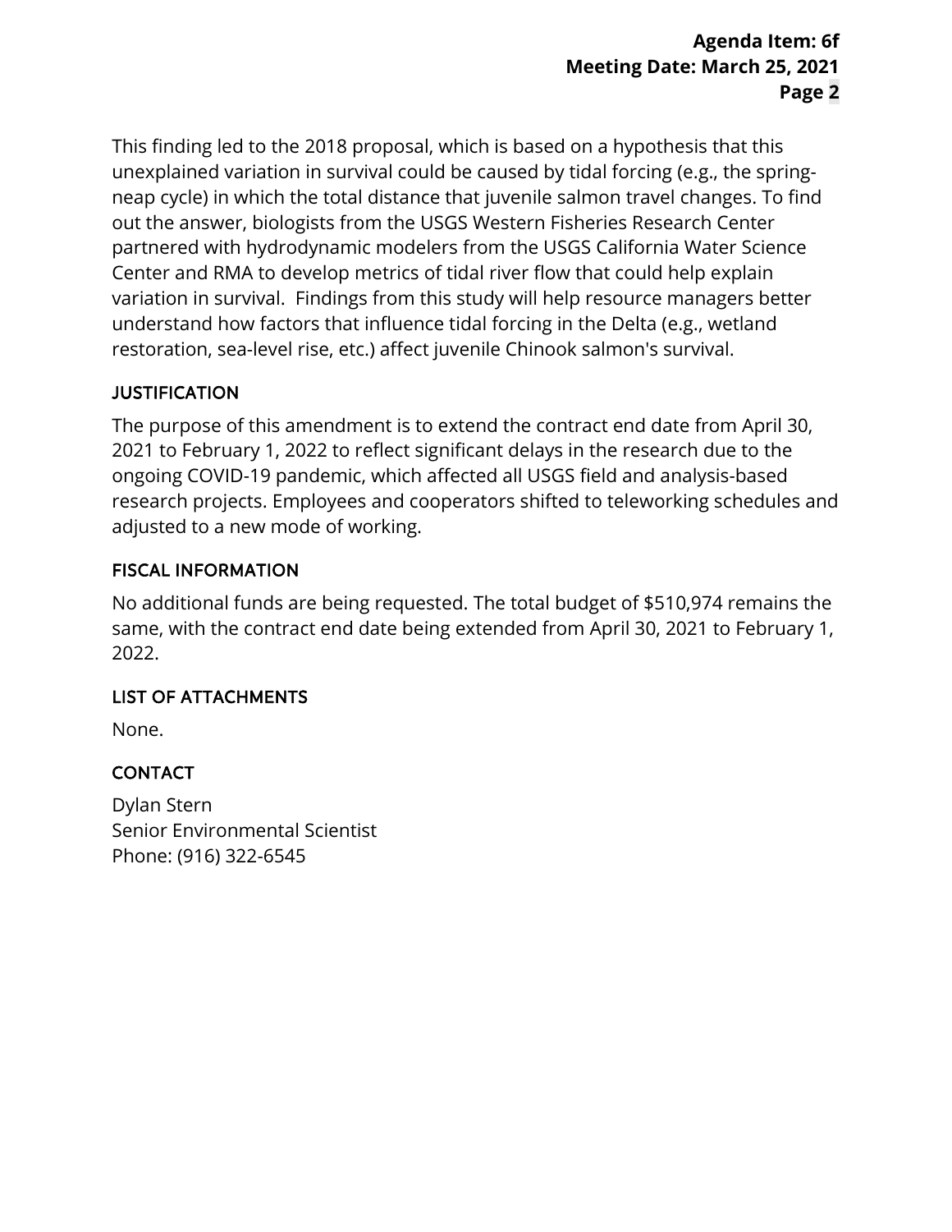This finding led to the 2018 proposal, which is based on a hypothesis that this unexplained variation in survival could be caused by tidal forcing (e.g., the spring-neap cycle) in which the total distance that juvenile salmon travel changes. To find out the answer, biologists from the USGS Western Fisheries Research Center partnered with hydrodynamic modelers from the USGS California Water Science Center and RMA to develop metrics of tidal river flow that could help explain variation in survival. Findings from this study will help resource managers better understand how factors that influence tidal forcing in the Delta (e.g., wetland restoration, sea-level rise, etc.) affect juvenile Chinook salmon's survival.

## JUSTIFICATION

The purpose of this amendment is to extend the contract end date from April 30, 2021 to February 1, 2022 to reflect significant delays in the research due to the ongoing COVID-19 pandemic, which affected all USGS field and analysis-based research projects. Employees and cooperators shifted to teleworking schedules and adjusted to a new mode of working.

## FISCAL INFORMATION

No additional funds are being requested. The total budget of $510,974 remains the same, with the contract end date being extended from April 30, 2021 to February 1, 2022.

## LIST OF ATTACHMENTS

None.

## CONTACT

Dylan Stern
Senior Environmental Scientist
Phone: (916) 322-6545